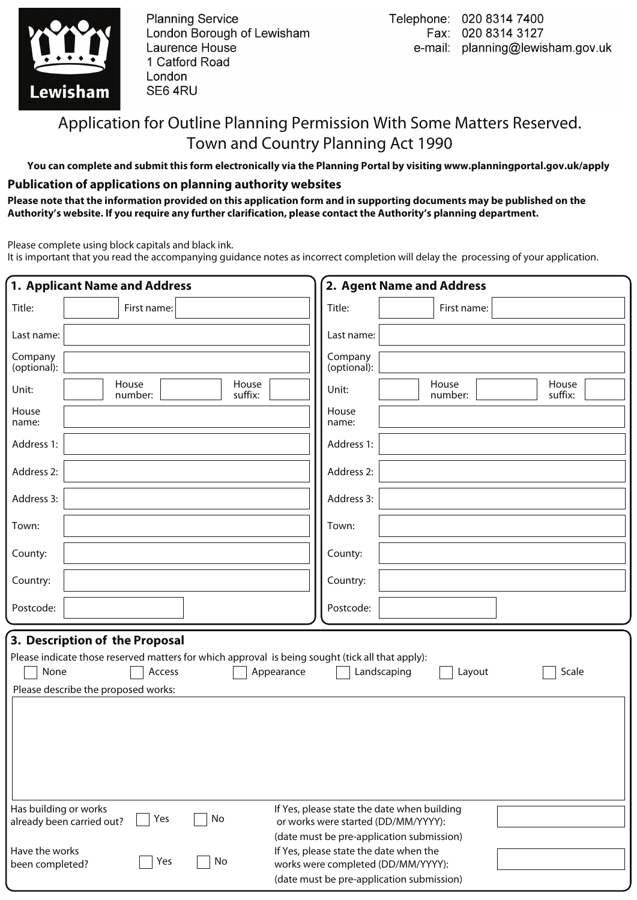Planning Service
London Borough of Lewisham
Laurence House
1 Catford Road
London
SE6 4RU

Telephone: 020 8314 7400
Fax: 020 8314 3127
e-mail: planning@lewisham.gov.uk

# Application for Outline Planning Permission With Some Matters Reserved. Town and Country Planning Act 1990

**You can complete and submit this form electronically via the Planning Portal by visiting www.planningportal.gov.uk/apply**

## Publication of applications on planning authority websites

**Please note that the information provided on this application form and in supporting documents may be published on the Authority's website. If you require any further clarification, please contact the Authority's planning department.**

Please complete using block capitals and black ink.
It is important that you read the accompanying guidance notes as incorrect completion will delay the processing of your application.

## 1. Applicant Name and Address

Title: First name:

Last name:

Company (optional):

Unit: House number: House suffix:

House name:

Address 1:

Address 2:

Address 3:

Town:

County:

Country:

Postcode:

## 2. Agent Name and Address

Title: First name:

Last name:

Company (optional):

Unit: House number: House suffix:

House name:

Address 1:

Address 2:

Address 3:

Town:

County:

Country:

Postcode:

## 3. Description of the Proposal

Please indicate those reserved matters for which approval is being sought (tick all that apply):

☐ None ☐ Access ☐ Appearance ☐ Landscaping ☐ Layout ☐ Scale

Please describe the proposed works:

Has building or works already been carried out? ☐ Yes ☐ No

If Yes, please state the date when building or works were started (DD/MM/YYYY):
(date must be pre-application submission)

Have the works been completed? ☐ Yes ☐ No

If Yes, please state the date when the works were completed (DD/MM/YYYY):
(date must be pre-application submission)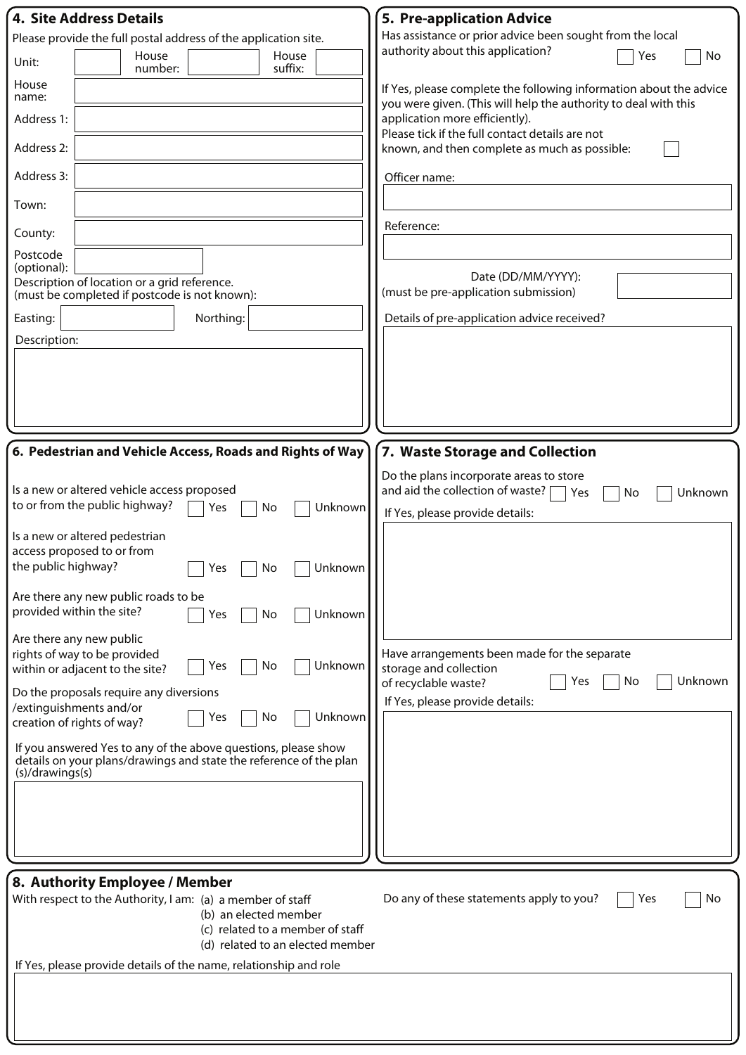## 4. Site Address Details

Please provide the full postal address of the application site.

Unit:

House number:

House suffix:

House name:

Address 1:

Address 2:

Address 3:

Town:

County:

Postcode (optional):

Description of location or a grid reference. (must be completed if postcode is not known):

Easting:

Northing:

Description:

## 5. Pre-application Advice

Has assistance or prior advice been sought from the local authority about this application? ☐ Yes ☐ No

If Yes, please complete the following information about the advice you were given. (This will help the authority to deal with this application more efficiently).

Please tick if the full contact details are not known, and then complete as much as possible: ☐

Officer name:

Reference:

Date (DD/MM/YYYY): (must be pre-application submission)

Details of pre-application advice received?

## 6. Pedestrian and Vehicle Access, Roads and Rights of Way

Is a new or altered vehicle access proposed to or from the public highway? ☐ Yes ☐ No ☐ Unknown

Is a new or altered pedestrian access proposed to or from the public highway? ☐ Yes ☐ No ☐ Unknown

Are there any new public roads to be provided within the site? ☐ Yes ☐ No ☐ Unknown

Are there any new public rights of way to be provided within or adjacent to the site? ☐ Yes ☐ No ☐ Unknown

Do the proposals require any diversions /extinguishments and/or creation of rights of way? ☐ Yes ☐ No ☐ Unknown

If you answered Yes to any of the above questions, please show details on your plans/drawings and state the reference of the plan (s)/drawings(s)

## 7. Waste Storage and Collection

Do the plans incorporate areas to store and aid the collection of waste? ☐ Yes ☐ No ☐ Unknown

If Yes, please provide details:

Have arrangements been made for the separate storage and collection of recyclable waste? ☐ Yes ☐ No ☐ Unknown

If Yes, please provide details:

## 8. Authority Employee / Member

With respect to the Authority, I am:
(a) a member of staff
(b) an elected member
(c) related to a member of staff
(d) related to an elected member

Do any of these statements apply to you? ☐ Yes ☐ No

If Yes, please provide details of the name, relationship and role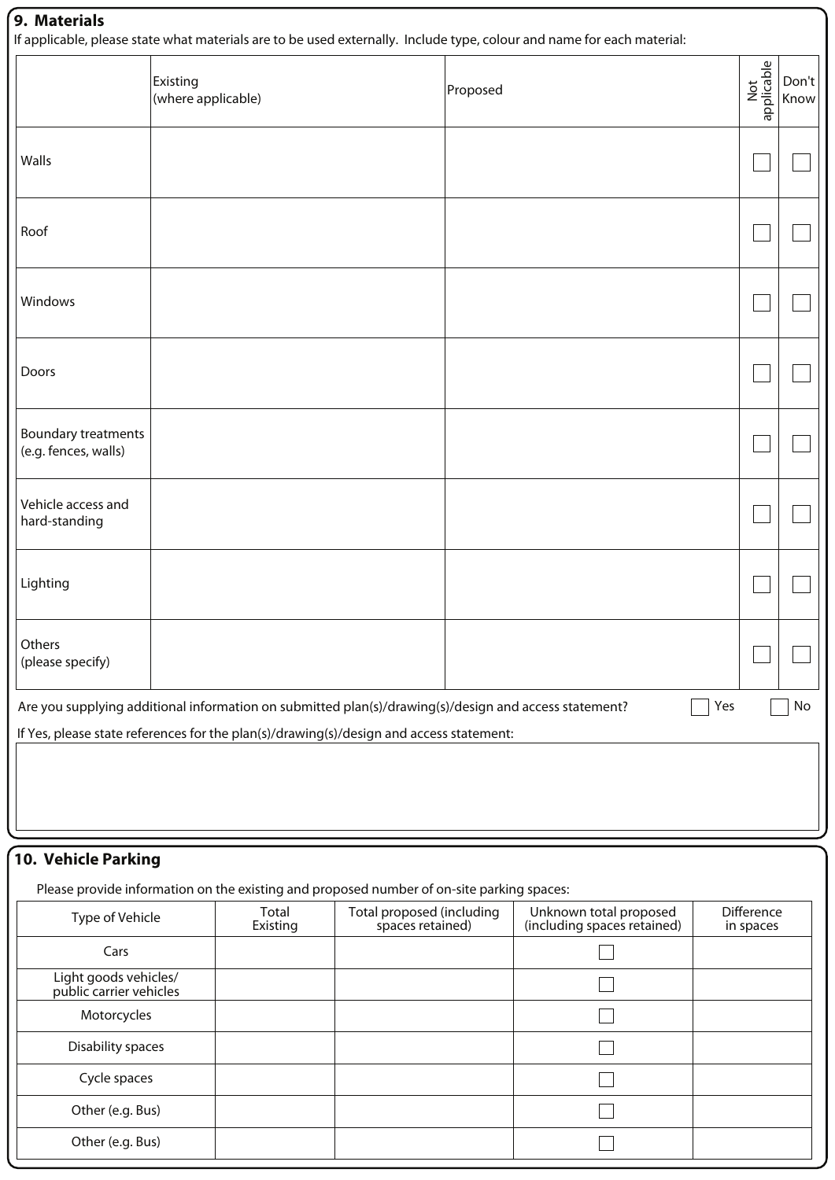## 9. Materials

If applicable, please state what materials are to be used externally. Include type, colour and name for each material:

| | Existing (where applicable) | Proposed | Not applicable | Don't Know |
|---|---|---|---|---|
| Walls | | | ☐ | ☐ |
| Roof | | | ☐ | ☐ |
| Windows | | | ☐ | ☐ |
| Doors | | | ☐ | ☐ |
| Boundary treatments (e.g. fences, walls) | | | ☐ | ☐ |
| Vehicle access and hard-standing | | | ☐ | ☐ |
| Lighting | | | ☐ | ☐ |
| Others (please specify) | | | ☐ | ☐ |

Are you supplying additional information on submitted plan(s)/drawing(s)/design and access statement? ☐ Yes ☐ No

If Yes, please state references for the plan(s)/drawing(s)/design and access statement:

## 10. Vehicle Parking

Please provide information on the existing and proposed number of on-site parking spaces:

| Type of Vehicle | Total Existing | Total proposed (including spaces retained) | Unknown total proposed (including spaces retained) | Difference in spaces |
|---|---|---|---|---|
| Cars | | | ☐ | |
| Light goods vehicles/ public carrier vehicles | | | ☐ | |
| Motorcycles | | | ☐ | |
| Disability spaces | | | ☐ | |
| Cycle spaces | | | ☐ | |
| Other (e.g. Bus) | | | ☐ | |
| Other (e.g. Bus) | | | ☐ | |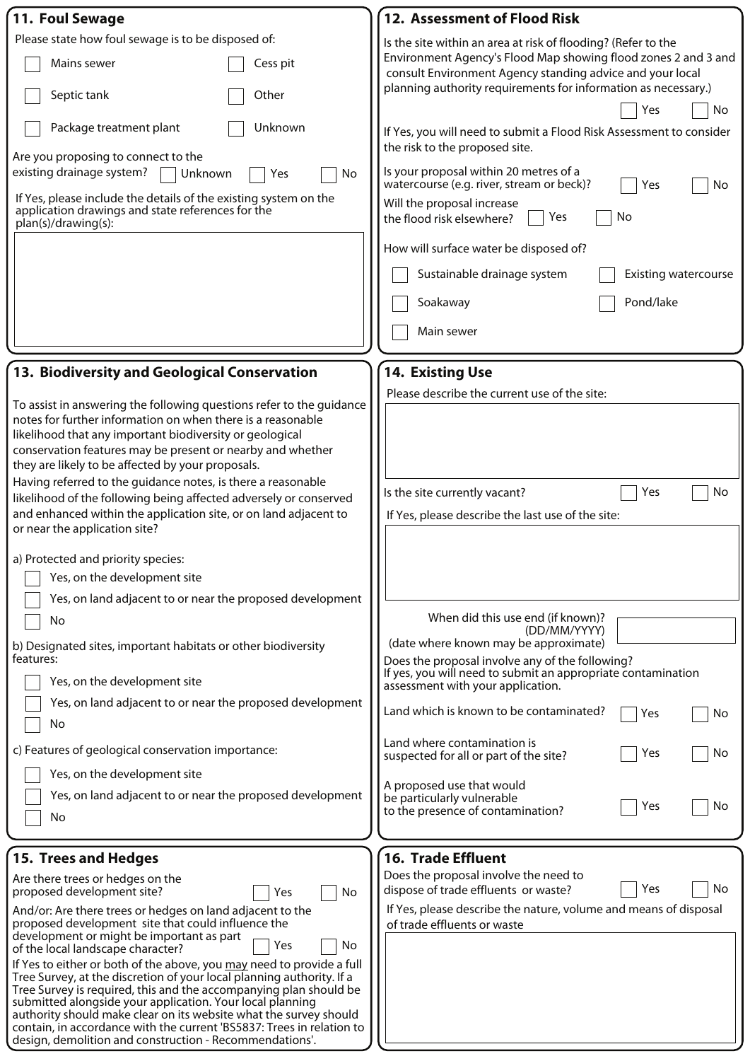## 11. Foul Sewage

Please state how foul sewage is to be disposed of:

- ☐ Mains sewer
- ☐ Cess pit
- ☐ Septic tank
- ☐ Other
- ☐ Package treatment plant
- ☐ Unknown

Are you proposing to connect to the existing drainage system? ☐ Unknown ☐ Yes ☐ No

If Yes, please include the details of the existing system on the application drawings and state references for the plan(s)/drawing(s):

## 12. Assessment of Flood Risk

Is the site within an area at risk of flooding? (Refer to the Environment Agency's Flood Map showing flood zones 2 and 3 and consult Environment Agency standing advice and your local planning authority requirements for information as necessary.) ☐ Yes ☐ No

If Yes, you will need to submit a Flood Risk Assessment to consider the risk to the proposed site.

Is your proposal within 20 metres of a watercourse (e.g. river, stream or beck)? ☐ Yes ☐ No

Will the proposal increase the flood risk elsewhere? ☐ Yes ☐ No

How will surface water be disposed of?

- ☐ Sustainable drainage system
- ☐ Existing watercourse
- ☐ Soakaway
- ☐ Pond/lake
- ☐ Main sewer

## 13. Biodiversity and Geological Conservation

To assist in answering the following questions refer to the guidance notes for further information on when there is a reasonable likelihood that any important biodiversity or geological conservation features may be present or nearby and whether they are likely to be affected by your proposals.

Having referred to the guidance notes, is there a reasonable likelihood of the following being affected adversely or conserved and enhanced within the application site, or on land adjacent to or near the application site?

a) Protected and priority species:

- ☐ Yes, on the development site
- ☐ Yes, on land adjacent to or near the proposed development
- ☐ No

b) Designated sites, important habitats or other biodiversity features:

- ☐ Yes, on the development site
- ☐ Yes, on land adjacent to or near the proposed development
- ☐ No

c) Features of geological conservation importance:

- ☐ Yes, on the development site
- ☐ Yes, on land adjacent to or near the proposed development
- ☐ No

## 14. Existing Use

Please describe the current use of the site:

Is the site currently vacant? ☐ Yes ☐ No

If Yes, please describe the last use of the site:

When did this use end (if known)? (DD/MM/YYYY) (date where known may be approximate)

Does the proposal involve any of the following? If yes, you will need to submit an appropriate contamination assessment with your application.

Land which is known to be contaminated? ☐ Yes ☐ No

Land where contamination is suspected for all or part of the site? ☐ Yes ☐ No

A proposed use that would be particularly vulnerable to the presence of contamination? ☐ Yes ☐ No

## 15. Trees and Hedges

Are there trees or hedges on the proposed development site? ☐ Yes ☐ No

And/or: Are there trees or hedges on land adjacent to the proposed development site that could influence the development or might be important as part of the local landscape character? ☐ Yes ☐ No

If Yes to either or both of the above, you may need to provide a full Tree Survey, at the discretion of your local planning authority. If a Tree Survey is required, this and the accompanying plan should be submitted alongside your application. Your local planning authority should make clear on its website what the survey should contain, in accordance with the current 'BS5837: Trees in relation to design, demolition and construction - Recommendations'.

## 16. Trade Effluent

Does the proposal involve the need to dispose of trade effluents or waste? ☐ Yes ☐ No

If Yes, please describe the nature, volume and means of disposal of trade effluents or waste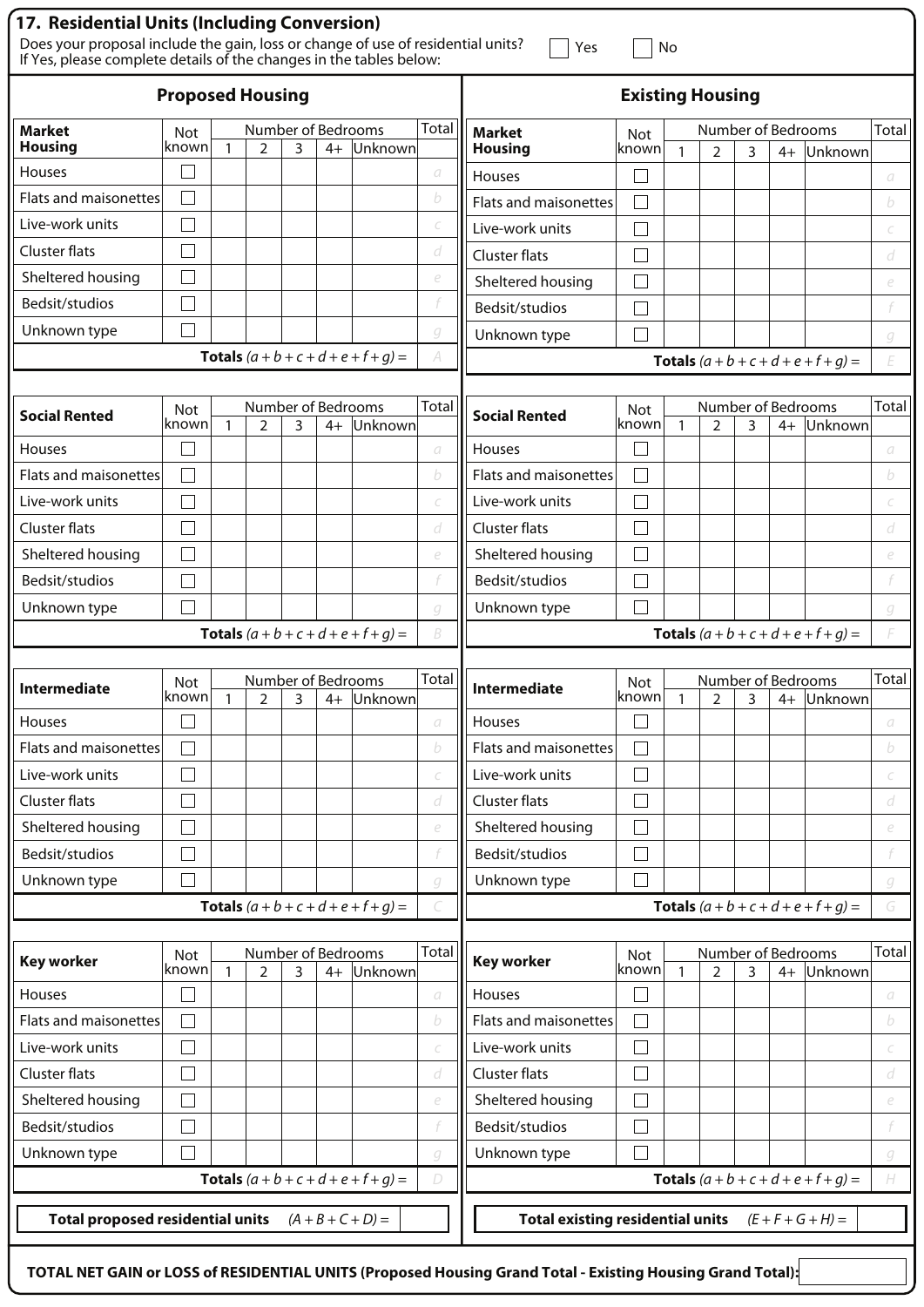## 17. Residential Units (Including Conversion)

Does your proposal include the gain, loss or change of use of residential units? ☐ Yes ☐ No
If Yes, please complete details of the changes in the tables below:

### Proposed Housing

| Market Housing | Not known | Number of Bedrooms | | | | | Total |
|---|---|---|---|---|---|---|---|
| | | 1 | 2 | 3 | 4+ | Unknown | |
| Houses | ☐ | | | | | | *a* |
| Flats and maisonettes | ☐ | | | | | | *b* |
| Live-work units | ☐ | | | | | | *c* |
| Cluster flats | ☐ | | | | | | *d* |
| Sheltered housing | ☐ | | | | | | *e* |
| Bedsit/studios | ☐ | | | | | | *f* |
| Unknown type | ☐ | | | | | | *g* |
| **Totals** $(a+b+c+d+e+f+g) =$ | | | | | | | *A* |

| Social Rented | Not known | Number of Bedrooms | | | | | Total |
|---|---|---|---|---|---|---|---|
| | | 1 | 2 | 3 | 4+ | Unknown | |
| Houses | ☐ | | | | | | *a* |
| Flats and maisonettes | ☐ | | | | | | *b* |
| Live-work units | ☐ | | | | | | *c* |
| Cluster flats | ☐ | | | | | | *d* |
| Sheltered housing | ☐ | | | | | | *e* |
| Bedsit/studios | ☐ | | | | | | *f* |
| Unknown type | ☐ | | | | | | *g* |
| **Totals** $(a+b+c+d+e+f+g) =$ | | | | | | | *B* |

| Intermediate | Not known | Number of Bedrooms | | | | | Total |
|---|---|---|---|---|---|---|---|
| | | 1 | 2 | 3 | 4+ | Unknown | |
| Houses | ☐ | | | | | | *a* |
| Flats and maisonettes | ☐ | | | | | | *b* |
| Live-work units | ☐ | | | | | | *c* |
| Cluster flats | ☐ | | | | | | *d* |
| Sheltered housing | ☐ | | | | | | *e* |
| Bedsit/studios | ☐ | | | | | | *f* |
| Unknown type | ☐ | | | | | | *g* |
| **Totals** $(a+b+c+d+e+f+g) =$ | | | | | | | *C* |

| Key worker | Not known | Number of Bedrooms | | | | | Total |
|---|---|---|---|---|---|---|---|
| | | 1 | 2 | 3 | 4+ | Unknown | |
| Houses | ☐ | | | | | | *a* |
| Flats and maisonettes | ☐ | | | | | | *b* |
| Live-work units | ☐ | | | | | | *c* |
| Cluster flats | ☐ | | | | | | *d* |
| Sheltered housing | ☐ | | | | | | *e* |
| Bedsit/studios | ☐ | | | | | | *f* |
| Unknown type | ☐ | | | | | | *g* |
| **Totals** $(a+b+c+d+e+f+g) =$ | | | | | | | *D* |

**Total proposed residential units** $(A+B+C+D) =$

### Existing Housing

| Market Housing | Not known | Number of Bedrooms | | | | | Total |
|---|---|---|---|---|---|---|---|
| | | 1 | 2 | 3 | 4+ | Unknown | |
| Houses | ☐ | | | | | | *a* |
| Flats and maisonettes | ☐ | | | | | | *b* |
| Live-work units | ☐ | | | | | | *c* |
| Cluster flats | ☐ | | | | | | *d* |
| Sheltered housing | ☐ | | | | | | *e* |
| Bedsit/studios | ☐ | | | | | | *f* |
| Unknown type | ☐ | | | | | | *g* |
| **Totals** $(a+b+c+d+e+f+g) =$ | | | | | | | *E* |

| Social Rented | Not known | Number of Bedrooms | | | | | Total |
|---|---|---|---|---|---|---|---|
| | | 1 | 2 | 3 | 4+ | Unknown | |
| Houses | ☐ | | | | | | *a* |
| Flats and maisonettes | ☐ | | | | | | *b* |
| Live-work units | ☐ | | | | | | *c* |
| Cluster flats | ☐ | | | | | | *d* |
| Sheltered housing | ☐ | | | | | | *e* |
| Bedsit/studios | ☐ | | | | | | *f* |
| Unknown type | ☐ | | | | | | *g* |
| **Totals** $(a+b+c+d+e+f+g) =$ | | | | | | | *F* |

| Intermediate | Not known | Number of Bedrooms | | | | | Total |
|---|---|---|---|---|---|---|---|
| | | 1 | 2 | 3 | 4+ | Unknown | |
| Houses | ☐ | | | | | | *a* |
| Flats and maisonettes | ☐ | | | | | | *b* |
| Live-work units | ☐ | | | | | | *c* |
| Cluster flats | ☐ | | | | | | *d* |
| Sheltered housing | ☐ | | | | | | *e* |
| Bedsit/studios | ☐ | | | | | | *f* |
| Unknown type | ☐ | | | | | | *g* |
| **Totals** $(a+b+c+d+e+f+g) =$ | | | | | | | *G* |

| Key worker | Not known | Number of Bedrooms | | | | | Total |
|---|---|---|---|---|---|---|---|
| | | 1 | 2 | 3 | 4+ | Unknown | |
| Houses | ☐ | | | | | | *a* |
| Flats and maisonettes | ☐ | | | | | | *b* |
| Live-work units | ☐ | | | | | | *c* |
| Cluster flats | ☐ | | | | | | *d* |
| Sheltered housing | ☐ | | | | | | *e* |
| Bedsit/studios | ☐ | | | | | | *f* |
| Unknown type | ☐ | | | | | | *g* |
| **Totals** $(a+b+c+d+e+f+g) =$ | | | | | | | *H* |

**Total existing residential units** $(E+F+G+H) =$

**TOTAL NET GAIN or LOSS of RESIDENTIAL UNITS (Proposed Housing Grand Total - Existing Housing Grand Total):**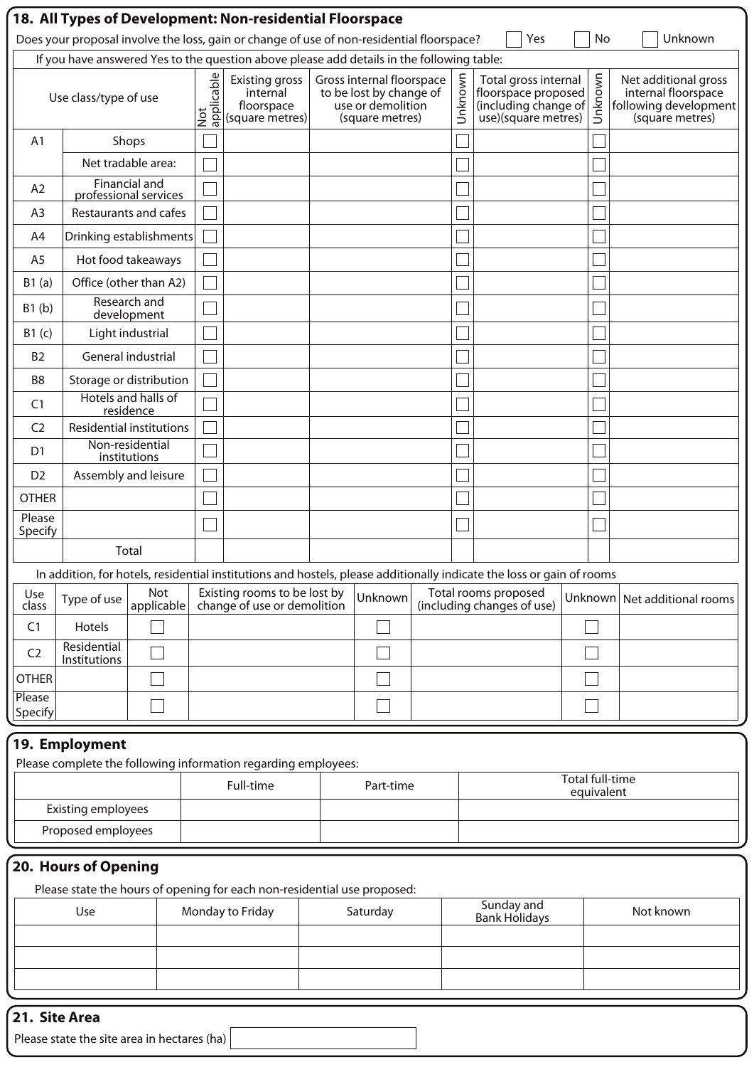## 18. All Types of Development: Non-residential Floorspace

Does your proposal involve the loss, gain or change of use of non-residential floorspace? ☐ Yes ☐ No ☐ Unknown

If you have answered Yes to the question above please add details in the following table:

| Use class/type of use | | Not applicable | Existing gross internal floorspace (square metres) | Gross internal floorspace to be lost by change of use or demolition (square metres) | Unknown | Total gross internal floorspace proposed (including change of use)(square metres) | Unknown | Net additional gross internal floorspace following development (square metres) |
|---|---|---|---|---|---|---|---|---|
| A1 | Shops | ☐ | | | ☐ | | ☐ | |
| | Net tradable area: | ☐ | | | ☐ | | ☐ | |
| A2 | Financial and professional services | ☐ | | | ☐ | | ☐ | |
| A3 | Restaurants and cafes | ☐ | | | ☐ | | ☐ | |
| A4 | Drinking establishments | ☐ | | | ☐ | | ☐ | |
| A5 | Hot food takeaways | ☐ | | | ☐ | | ☐ | |
| B1 (a) | Office (other than A2) | ☐ | | | ☐ | | ☐ | |
| B1 (b) | Research and development | ☐ | | | ☐ | | ☐ | |
| B1 (c) | Light industrial | ☐ | | | ☐ | | ☐ | |
| B2 | General industrial | ☐ | | | ☐ | | ☐ | |
| B8 | Storage or distribution | ☐ | | | ☐ | | ☐ | |
| C1 | Hotels and halls of residence | ☐ | | | ☐ | | ☐ | |
| C2 | Residential institutions | ☐ | | | ☐ | | ☐ | |
| D1 | Non-residential institutions | ☐ | | | ☐ | | ☐ | |
| D2 | Assembly and leisure | ☐ | | | ☐ | | ☐ | |
| OTHER | | ☐ | | | ☐ | | ☐ | |
| Please Specify | | ☐ | | | ☐ | | ☐ | |
| | Total | | | | | | | |

In addition, for hotels, residential institutions and hostels, please additionally indicate the loss or gain of rooms

| Use class | Type of use | Not applicable | Existing rooms to be lost by change of use or demolition | Unknown | Total rooms proposed (including changes of use) | Unknown | Net additional rooms |
|---|---|---|---|---|---|---|---|
| C1 | Hotels | ☐ | | ☐ | | ☐ | |
| C2 | Residential Institutions | ☐ | | ☐ | | ☐ | |
| OTHER | | ☐ | | ☐ | | ☐ | |
| Please Specify | | ☐ | | ☐ | | ☐ | |

## 19. Employment

Please complete the following information regarding employees:

| | Full-time | Part-time | Total full-time equivalent |
|---|---|---|---|
| Existing employees | | | |
| Proposed employees | | | |

## 20. Hours of Opening

Please state the hours of opening for each non-residential use proposed:

| Use | Monday to Friday | Saturday | Sunday and Bank Holidays | Not known |
|---|---|---|---|---|
| | | | | |
| | | | | |
| | | | | |

## 21. Site Area

Please state the site area in hectares (ha) ______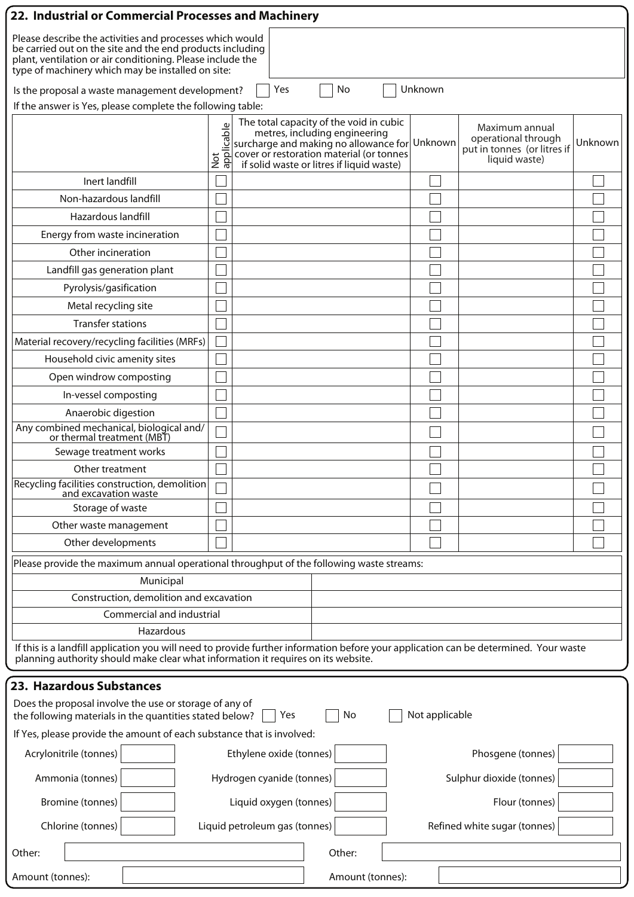## 22. Industrial or Commercial Processes and Machinery

Please describe the activities and processes which would be carried out on the site and the end products including plant, ventilation or air conditioning. Please include the type of machinery which may be installed on site:

Is the proposal a waste management development? ☐ Yes ☐ No ☐ Unknown

If the answer is Yes, please complete the following table:

| | Not applicable | The total capacity of the void in cubic metres, including engineering surcharge and making no allowance for cover or restoration material (or tonnes if solid waste or litres if liquid waste) | Unknown | Maximum annual operational through put in tonnes (or litres if liquid waste) | Unknown |
|---|---|---|---|---|---|
| Inert landfill | ☐ | | ☐ | | ☐ |
| Non-hazardous landfill | ☐ | | ☐ | | ☐ |
| Hazardous landfill | ☐ | | ☐ | | ☐ |
| Energy from waste incineration | ☐ | | ☐ | | ☐ |
| Other incineration | ☐ | | ☐ | | ☐ |
| Landfill gas generation plant | ☐ | | ☐ | | ☐ |
| Pyrolysis/gasification | ☐ | | ☐ | | ☐ |
| Metal recycling site | ☐ | | ☐ | | ☐ |
| Transfer stations | ☐ | | ☐ | | ☐ |
| Material recovery/recycling facilities (MRFs) | ☐ | | ☐ | | ☐ |
| Household civic amenity sites | ☐ | | ☐ | | ☐ |
| Open windrow composting | ☐ | | ☐ | | ☐ |
| In-vessel composting | ☐ | | ☐ | | ☐ |
| Anaerobic digestion | ☐ | | ☐ | | ☐ |
| Any combined mechanical, biological and/or thermal treatment (MBT) | ☐ | | ☐ | | ☐ |
| Sewage treatment works | ☐ | | ☐ | | ☐ |
| Other treatment | ☐ | | ☐ | | ☐ |
| Recycling facilities construction, demolition and excavation waste | ☐ | | ☐ | | ☐ |
| Storage of waste | ☐ | | ☐ | | ☐ |
| Other waste management | ☐ | | ☐ | | ☐ |
| Other developments | ☐ | | ☐ | | ☐ |

Please provide the maximum annual operational throughput of the following waste streams:

| | |
|---|---|
| Municipal | |
| Construction, demolition and excavation | |
| Commercial and industrial | |
| Hazardous | |

If this is a landfill application you will need to provide further information before your application can be determined. Your waste planning authority should make clear what information it requires on its website.

## 23. Hazardous Substances

Does the proposal involve the use or storage of any of the following materials in the quantities stated below? ☐ Yes ☐ No ☐ Not applicable

If Yes, please provide the amount of each substance that is involved:

| | | | | | |
|---|---|---|---|---|---|
| Acrylonitrile (tonnes) | | Ethylene oxide (tonnes) | | Phosgene (tonnes) | |
| Ammonia (tonnes) | | Hydrogen cyanide (tonnes) | | Sulphur dioxide (tonnes) | |
| Bromine (tonnes) | | Liquid oxygen (tonnes) | | Flour (tonnes) | |
| Chlorine (tonnes) | | Liquid petroleum gas (tonnes) | | Refined white sugar (tonnes) | |

Other:

Amount (tonnes):

Other:

Amount (tonnes):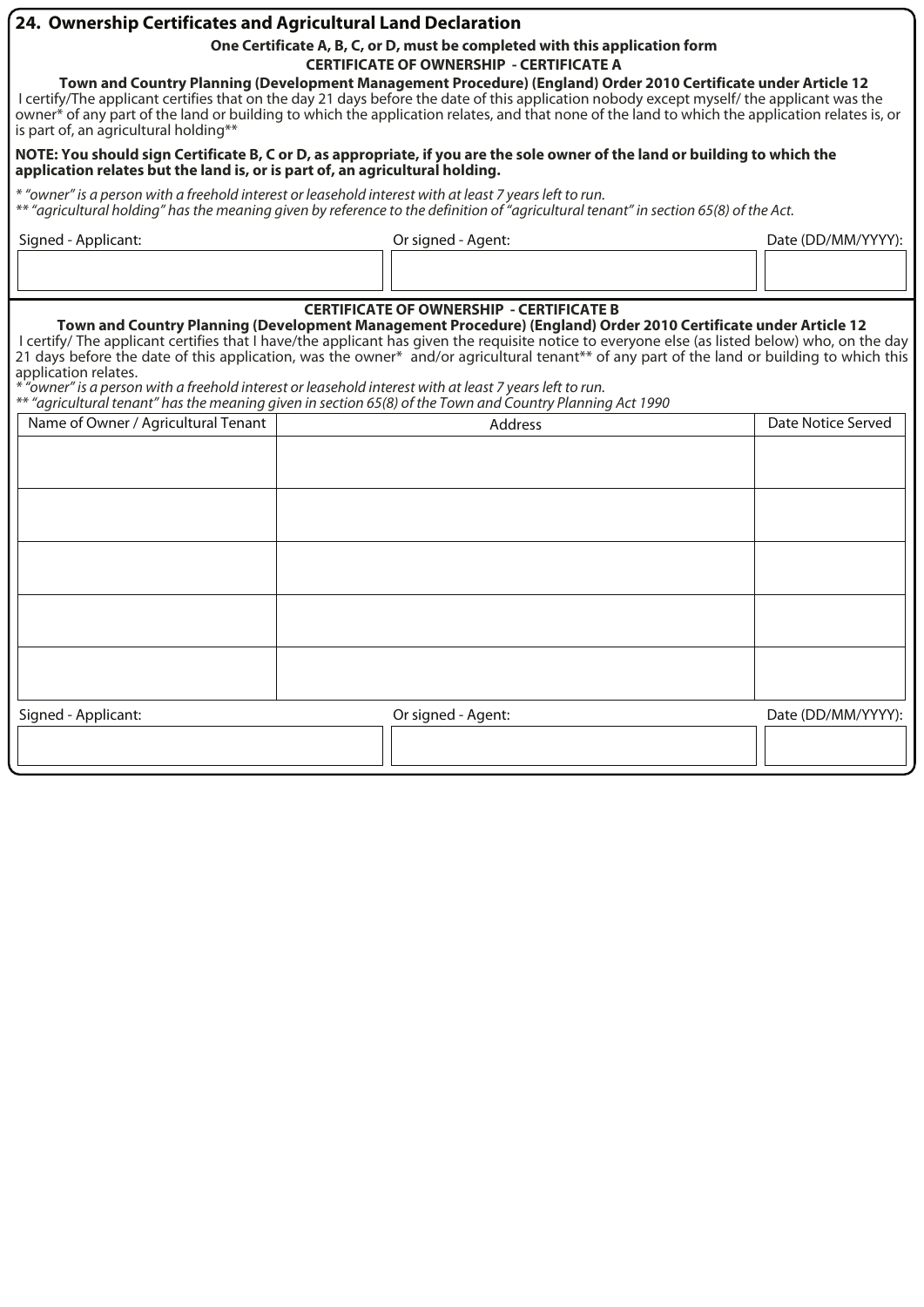## 24. Ownership Certificates and Agricultural Land Declaration

**One Certificate A, B, C, or D, must be completed with this application form**

**CERTIFICATE OF OWNERSHIP - CERTIFICATE A**

**Town and Country Planning (Development Management Procedure) (England) Order 2010 Certificate under Article 12**

I certify/The applicant certifies that on the day 21 days before the date of this application nobody except myself/ the applicant was the owner* of any part of the land or building to which the application relates, and that none of the land to which the application relates is, or is part of, an agricultural holding**

**NOTE: You should sign Certificate B, C or D, as appropriate, if you are the sole owner of the land or building to which the application relates but the land is, or is part of, an agricultural holding.**

*\* "owner" is a person with a freehold interest or leasehold interest with at least 7 years left to run.*
*\*\* "agricultural holding" has the meaning given by reference to the definition of "agricultural tenant" in section 65(8) of the Act.*

| Signed - Applicant: | Or signed - Agent: | Date (DD/MM/YYYY): |
|---|---|---|
| | | |

**CERTIFICATE OF OWNERSHIP - CERTIFICATE B**

**Town and Country Planning (Development Management Procedure) (England) Order 2010 Certificate under Article 12**

I certify/ The applicant certifies that I have/the applicant has given the requisite notice to everyone else (as listed below) who, on the day 21 days before the date of this application, was the owner* and/or agricultural tenant** of any part of the land or building to which this application relates.

*\* "owner" is a person with a freehold interest or leasehold interest with at least 7 years left to run.*
*\*\* "agricultural tenant" has the meaning given in section 65(8) of the Town and Country Planning Act 1990*

| Name of Owner / Agricultural Tenant | Address | Date Notice Served |
|---|---|---|
| | | |
| | | |
| | | |
| | | |
| | | |

| Signed - Applicant: | Or signed - Agent: | Date (DD/MM/YYYY): |
|---|---|---|
| | | |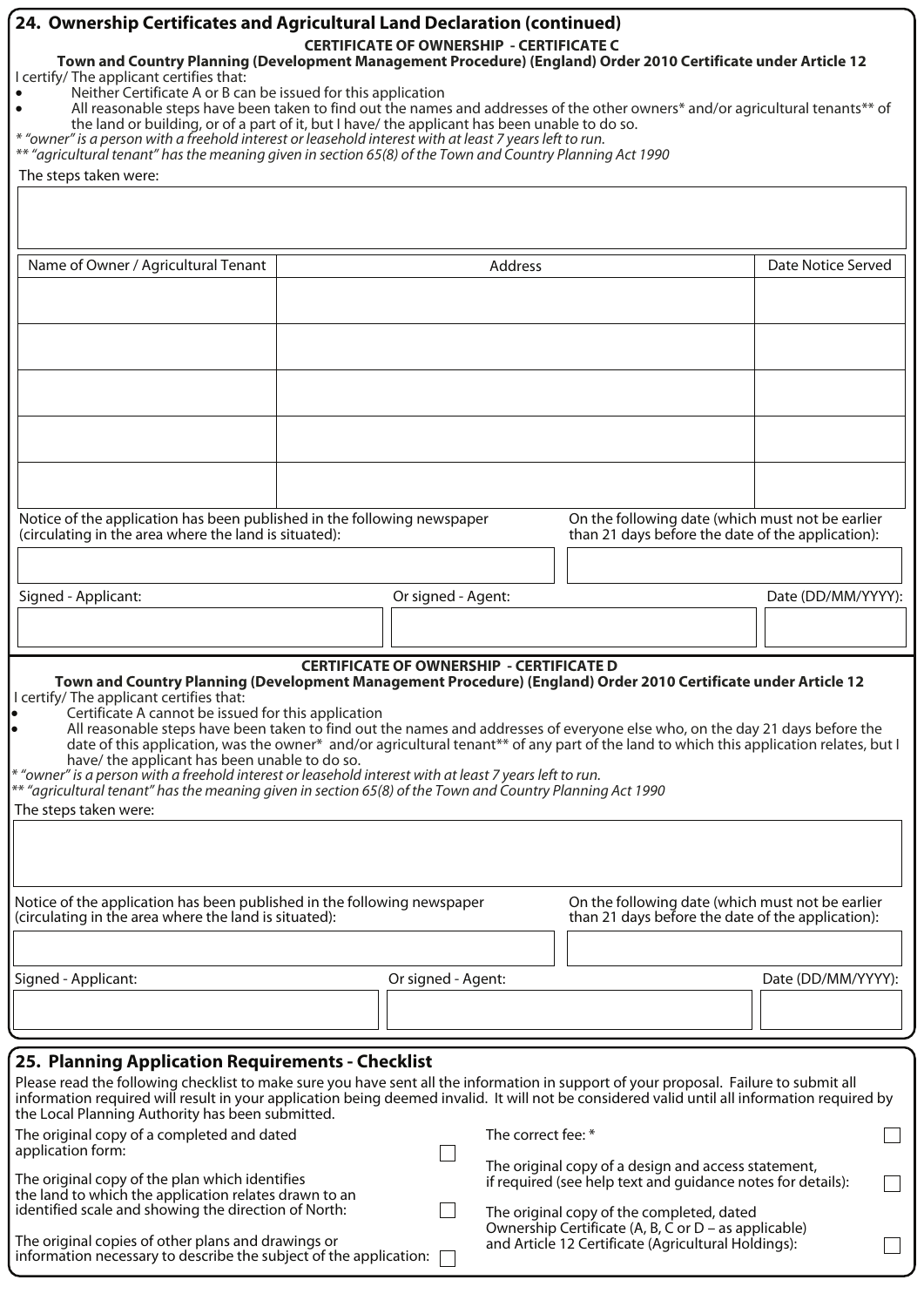## 24. Ownership Certificates and Agricultural Land Declaration (continued)

### CERTIFICATE OF OWNERSHIP - CERTIFICATE C

**Town and Country Planning (Development Management Procedure) (England) Order 2010 Certificate under Article 12**

I certify/ The applicant certifies that:

- Neither Certificate A or B can be issued for this application
- All reasonable steps have been taken to find out the names and addresses of the other owners* and/or agricultural tenants** of the land or building, or of a part of it, but I have/ the applicant has been unable to do so.

*\* "owner" is a person with a freehold interest or leasehold interest with at least 7 years left to run.*
*\*\* "agricultural tenant" has the meaning given in section 65(8) of the Town and Country Planning Act 1990*

The steps taken were:

| Name of Owner / Agricultural Tenant | Address | Date Notice Served |
|---|---|---|
| | | |
| | | |
| | | |
| | | |
| | | |

Notice of the application has been published in the following newspaper (circulating in the area where the land is situated):

On the following date (which must not be earlier than 21 days before the date of the application):

| Signed - Applicant: | Or signed - Agent: | Date (DD/MM/YYYY): |
|---|---|---|
| | | |

### CERTIFICATE OF OWNERSHIP - CERTIFICATE D

**Town and Country Planning (Development Management Procedure) (England) Order 2010 Certificate under Article 12**

I certify/ The applicant certifies that:

- Certificate A cannot be issued for this application
- All reasonable steps have been taken to find out the names and addresses of everyone else who, on the day 21 days before the date of this application, was the owner* and/or agricultural tenant** of any part of the land to which this application relates, but I have/ the applicant has been unable to do so.

*\* "owner" is a person with a freehold interest or leasehold interest with at least 7 years left to run.*
*\*\* "agricultural tenant" has the meaning given in section 65(8) of the Town and Country Planning Act 1990*

The steps taken were:

Notice of the application has been published in the following newspaper (circulating in the area where the land is situated):

On the following date (which must not be earlier than 21 days before the date of the application):

| Signed - Applicant: | Or signed - Agent: | Date (DD/MM/YYYY): |
|---|---|---|
| | | |

## 25. Planning Application Requirements - Checklist

Please read the following checklist to make sure you have sent all the information in support of your proposal. Failure to submit all information required will result in your application being deemed invalid. It will not be considered valid until all information required by the Local Planning Authority has been submitted.

- ☐ The original copy of a completed and dated application form:
- ☐ The original copy of the plan which identifies the land to which the application relates drawn to an identified scale and showing the direction of North:
- ☐ The original copies of other plans and drawings or information necessary to describe the subject of the application:
- ☐ The correct fee: *
- ☐ The original copy of a design and access statement, if required (see help text and guidance notes for details):
- ☐ The original copy of the completed, dated Ownership Certificate (A, B, C or D – as applicable) and Article 12 Certificate (Agricultural Holdings):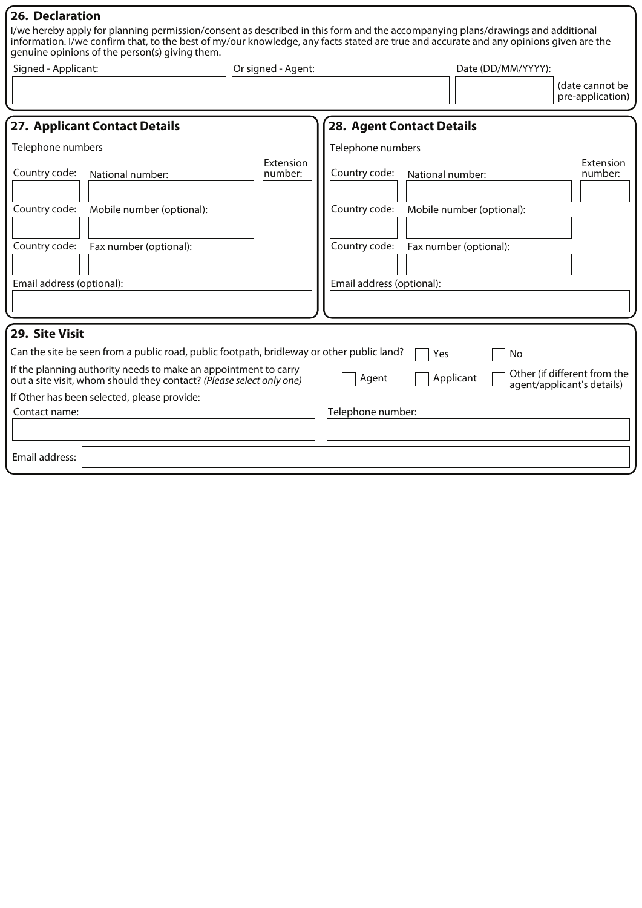## 26. Declaration

I/we hereby apply for planning permission/consent as described in this form and the accompanying plans/drawings and additional information. I/we confirm that, to the best of my/our knowledge, any facts stated are true and accurate and any opinions given are the genuine opinions of the person(s) giving them.

| Signed - Applicant: | Or signed - Agent: | Date (DD/MM/YYYY): |
|---|---|---|
| | | (date cannot be pre-application) |

## 27. Applicant Contact Details

Telephone numbers

| Country code: | National number: | Extension number: |
|---|---|---|
| | | |

| Country code: | Mobile number (optional): |
|---|---|
| | |

| Country code: | Fax number (optional): |
|---|---|
| | |

Email address (optional):

## 28. Agent Contact Details

Telephone numbers

| Country code: | National number: | Extension number: |
|---|---|---|
| | | |

| Country code: | Mobile number (optional): |
|---|---|
| | |

| Country code: | Fax number (optional): |
|---|---|
| | |

Email address (optional):

## 29. Site Visit

Can the site be seen from a public road, public footpath, bridleway or other public land? ☐ Yes ☐ No

If the planning authority needs to make an appointment to carry out a site visit, whom should they contact? *(Please select only one)* ☐ Agent ☐ Applicant ☐ Other (if different from the agent/applicant's details)

If Other has been selected, please provide:

| Contact name: | Telephone number: |
|---|---|
| | |

Email address: